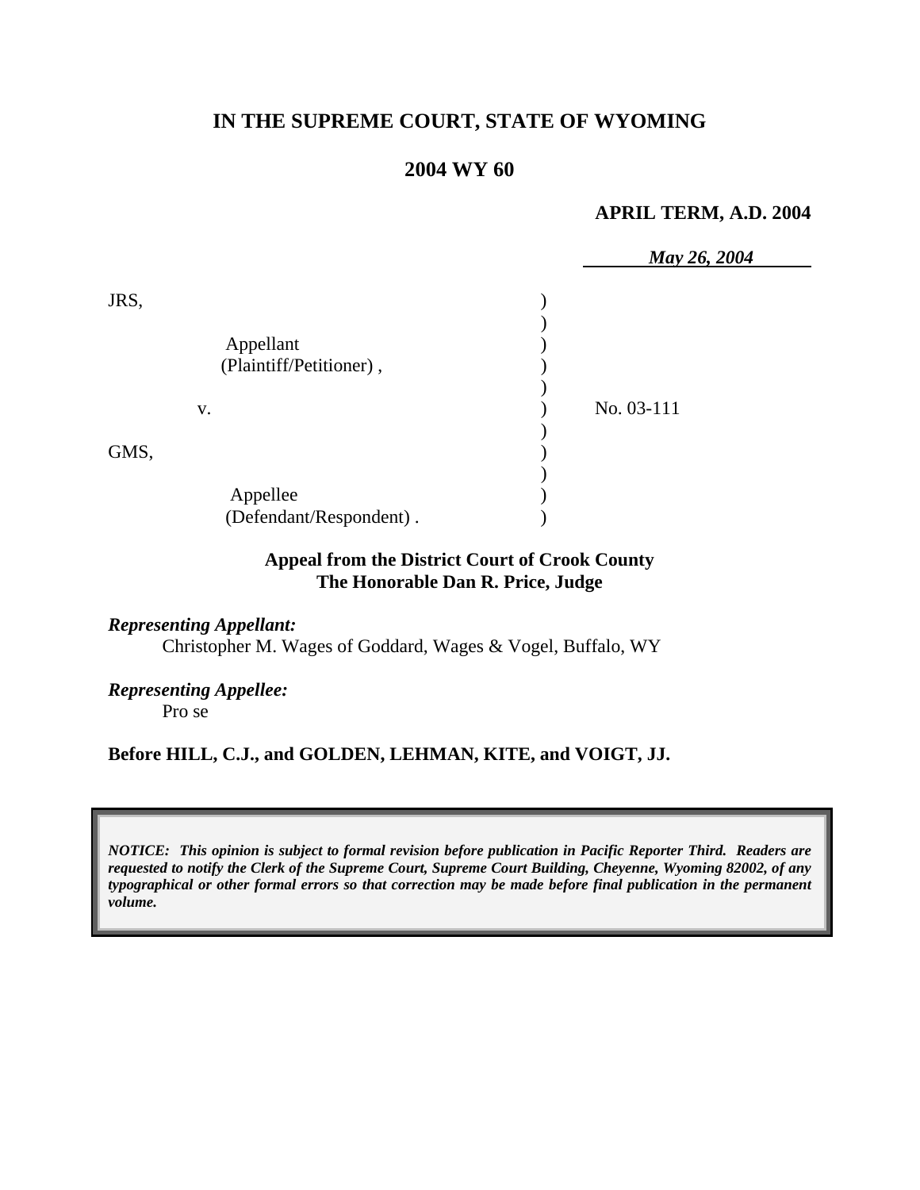**IN THE SUPREME COURT, STATE OF WYOMING**

**2004 WY 60**

**APRIL TERM, A.D. 2004**

*May 26, 2004*

| | | |
|---|---|---|
| JRS,<br><br>Appellant<br>(Plaintiff/Petitioner) , | ) | |
| v. | ) | No. 03-111 |
| GMS,<br><br>Appellee<br>(Defendant/Respondent) . | ) | |

**Appeal from the District Court of Crook County**
**The Honorable Dan R. Price, Judge**

***Representing Appellant:***
Christopher M. Wages of Goddard, Wages & Vogel, Buffalo, WY

***Representing Appellee:***
Pro se

**Before HILL, C.J., and GOLDEN, LEHMAN, KITE, and VOIGT, JJ.**

***NOTICE: This opinion is subject to formal revision before publication in Pacific Reporter Third. Readers are requested to notify the Clerk of the Supreme Court, Supreme Court Building, Cheyenne, Wyoming 82002, of any typographical or other formal errors so that correction may be made before final publication in the permanent volume.***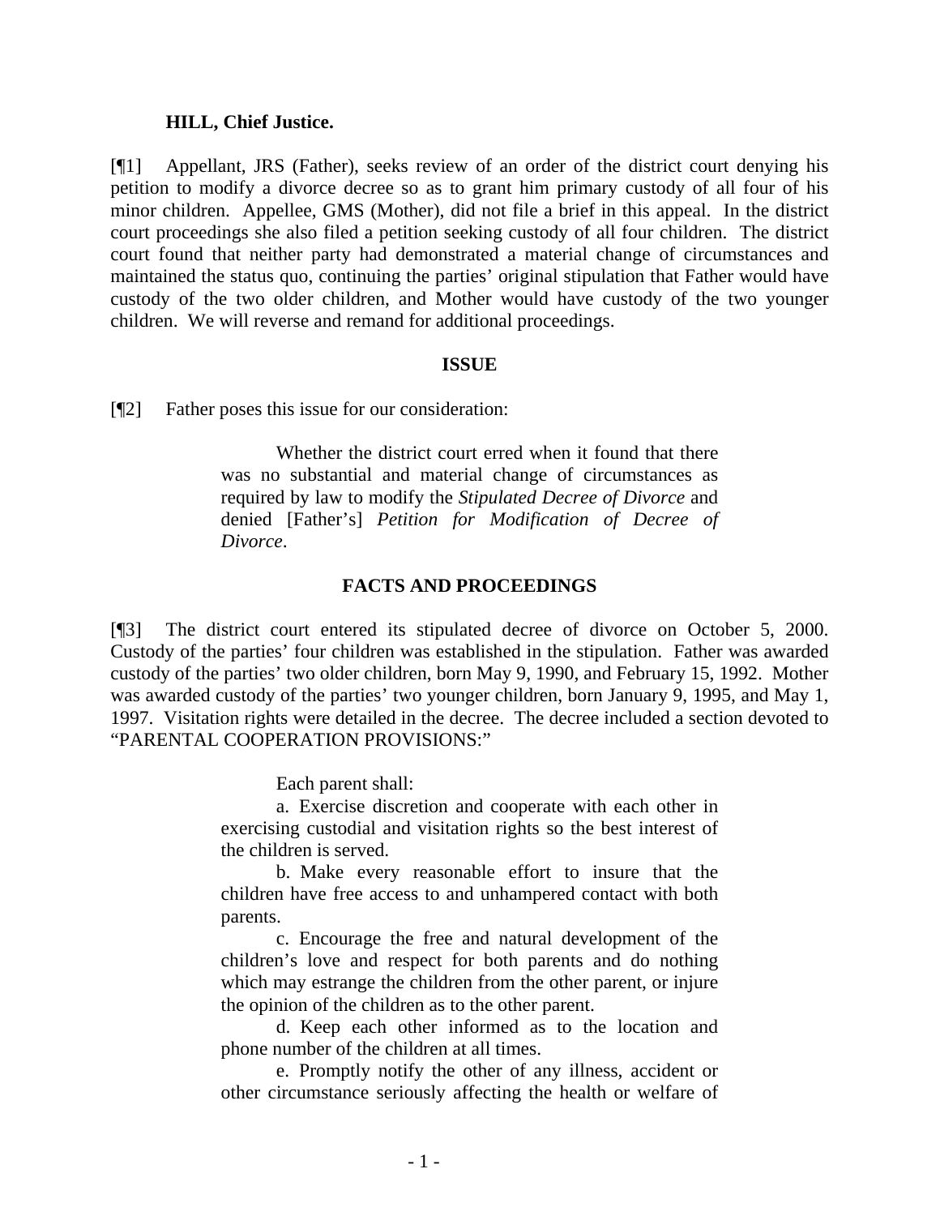**HILL, Chief Justice.**

[¶1] Appellant, JRS (Father), seeks review of an order of the district court denying his petition to modify a divorce decree so as to grant him primary custody of all four of his minor children. Appellee, GMS (Mother), did not file a brief in this appeal. In the district court proceedings she also filed a petition seeking custody of all four children. The district court found that neither party had demonstrated a material change of circumstances and maintained the status quo, continuing the parties' original stipulation that Father would have custody of the two older children, and Mother would have custody of the two younger children. We will reverse and remand for additional proceedings.

## ISSUE

[¶2] Father poses this issue for our consideration:

> Whether the district court erred when it found that there was no substantial and material change of circumstances as required by law to modify the *Stipulated Decree of Divorce* and denied [Father's] *Petition for Modification of Decree of Divorce*.

## FACTS AND PROCEEDINGS

[¶3] The district court entered its stipulated decree of divorce on October 5, 2000. Custody of the parties' four children was established in the stipulation. Father was awarded custody of the parties' two older children, born May 9, 1990, and February 15, 1992. Mother was awarded custody of the parties' two younger children, born January 9, 1995, and May 1, 1997. Visitation rights were detailed in the decree. The decree included a section devoted to "PARENTAL COOPERATION PROVISIONS:"

> Each parent shall:
>
> a. Exercise discretion and cooperate with each other in exercising custodial and visitation rights so the best interest of the children is served.
>
> b. Make every reasonable effort to insure that the children have free access to and unhampered contact with both parents.
>
> c. Encourage the free and natural development of the children's love and respect for both parents and do nothing which may estrange the children from the other parent, or injure the opinion of the children as to the other parent.
>
> d. Keep each other informed as to the location and phone number of the children at all times.
>
> e. Promptly notify the other of any illness, accident or other circumstance seriously affecting the health or welfare of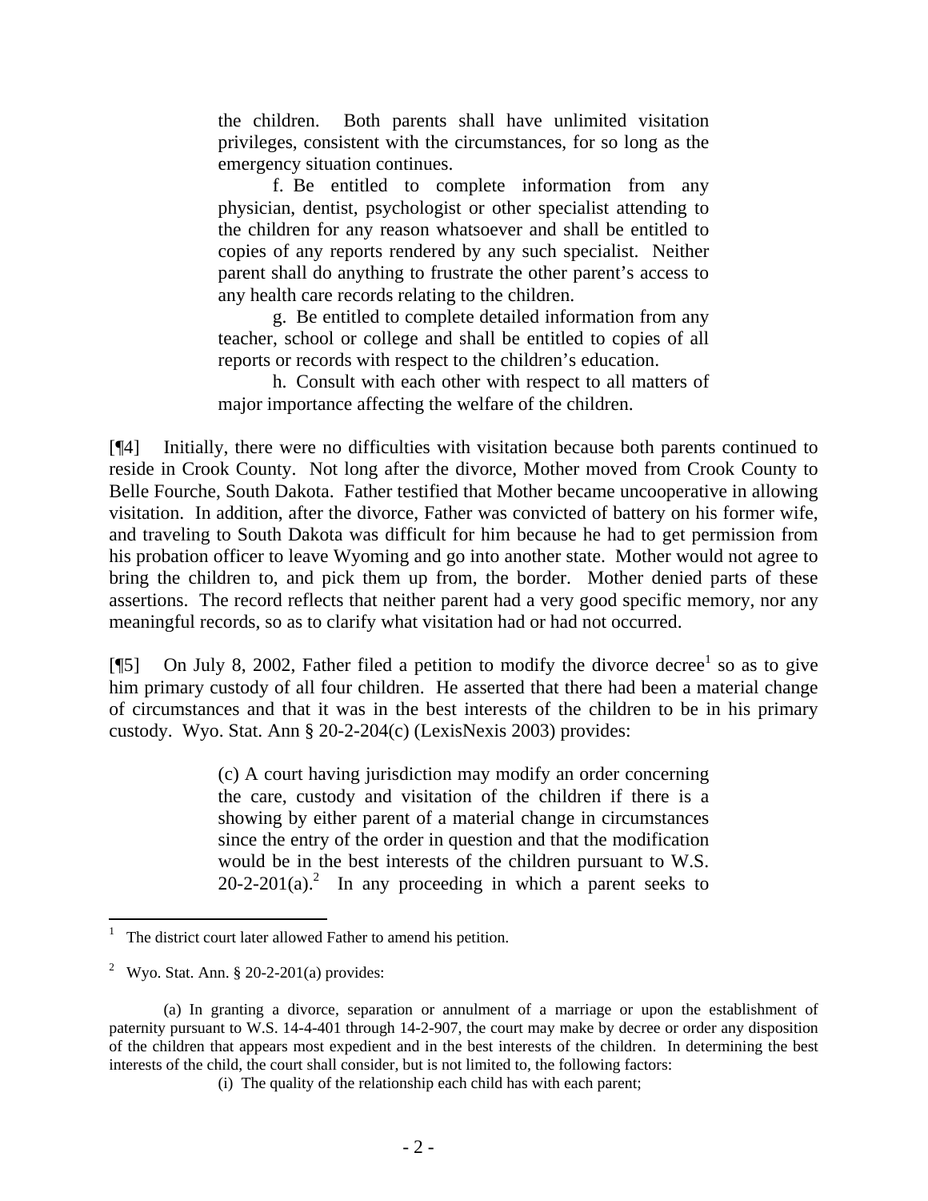the children. Both parents shall have unlimited visitation privileges, consistent with the circumstances, for so long as the emergency situation continues.

> f. Be entitled to complete information from any physician, dentist, psychologist or other specialist attending to the children for any reason whatsoever and shall be entitled to copies of any reports rendered by any such specialist. Neither parent shall do anything to frustrate the other parent's access to any health care records relating to the children.
>
> g. Be entitled to complete detailed information from any teacher, school or college and shall be entitled to copies of all reports or records with respect to the children's education.
>
> h. Consult with each other with respect to all matters of major importance affecting the welfare of the children.

[¶4] Initially, there were no difficulties with visitation because both parents continued to reside in Crook County. Not long after the divorce, Mother moved from Crook County to Belle Fourche, South Dakota. Father testified that Mother became uncooperative in allowing visitation. In addition, after the divorce, Father was convicted of battery on his former wife, and traveling to South Dakota was difficult for him because he had to get permission from his probation officer to leave Wyoming and go into another state. Mother would not agree to bring the children to, and pick them up from, the border. Mother denied parts of these assertions. The record reflects that neither parent had a very good specific memory, nor any meaningful records, so as to clarify what visitation had or had not occurred.

[¶5] On July 8, 2002, Father filed a petition to modify the divorce decree[1] so as to give him primary custody of all four children. He asserted that there had been a material change of circumstances and that it was in the best interests of the children to be in his primary custody. Wyo. Stat. Ann § 20-2-204(c) (LexisNexis 2003) provides:

> (c) A court having jurisdiction may modify an order concerning the care, custody and visitation of the children if there is a showing by either parent of a material change in circumstances since the entry of the order in question and that the modification would be in the best interests of the children pursuant to W.S. 20-2-201(a).[2] In any proceeding in which a parent seeks to

---

[1] The district court later allowed Father to amend his petition.

[2] Wyo. Stat. Ann. § 20-2-201(a) provides:

> (a) In granting a divorce, separation or annulment of a marriage or upon the establishment of paternity pursuant to W.S. 14-4-401 through 14-2-907, the court may make by decree or order any disposition of the children that appears most expedient and in the best interests of the children. In determining the best interests of the child, the court shall consider, but is not limited to, the following factors:
>
> (i) The quality of the relationship each child has with each parent;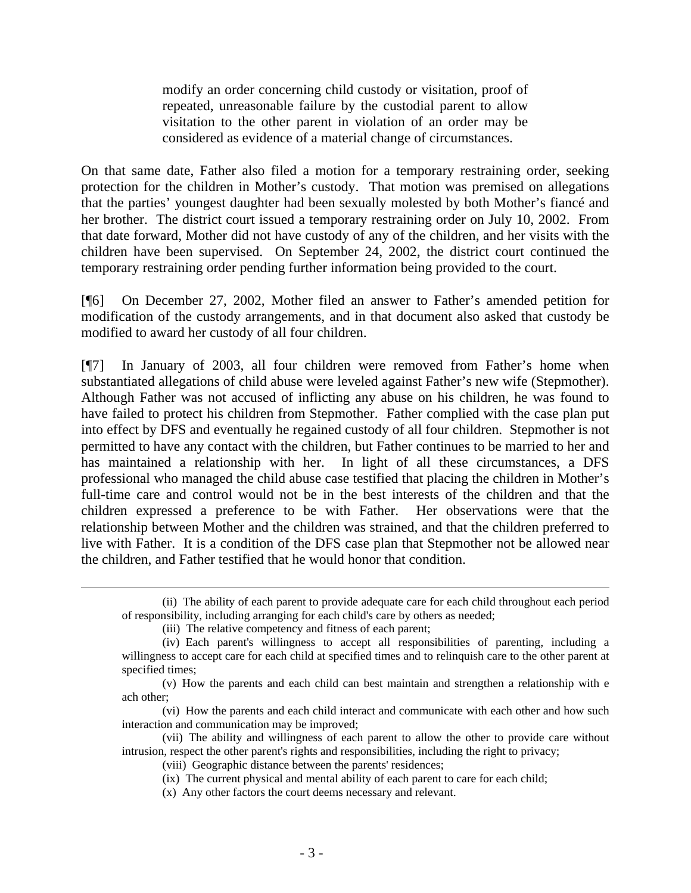> modify an order concerning child custody or visitation, proof of repeated, unreasonable failure by the custodial parent to allow visitation to the other parent in violation of an order may be considered as evidence of a material change of circumstances.

On that same date, Father also filed a motion for a temporary restraining order, seeking protection for the children in Mother's custody. That motion was premised on allegations that the parties' youngest daughter had been sexually molested by both Mother's fiancé and her brother. The district court issued a temporary restraining order on July 10, 2002. From that date forward, Mother did not have custody of any of the children, and her visits with the children have been supervised. On September 24, 2002, the district court continued the temporary restraining order pending further information being provided to the court.

[¶6] On December 27, 2002, Mother filed an answer to Father's amended petition for modification of the custody arrangements, and in that document also asked that custody be modified to award her custody of all four children.

[¶7] In January of 2003, all four children were removed from Father's home when substantiated allegations of child abuse were leveled against Father's new wife (Stepmother). Although Father was not accused of inflicting any abuse on his children, he was found to have failed to protect his children from Stepmother. Father complied with the case plan put into effect by DFS and eventually he regained custody of all four children. Stepmother is not permitted to have any contact with the children, but Father continues to be married to her and has maintained a relationship with her. In light of all these circumstances, a DFS professional who managed the child abuse case testified that placing the children in Mother's full-time care and control would not be in the best interests of the children and that the children expressed a preference to be with Father. Her observations were that the relationship between Mother and the children was strained, and that the children preferred to live with Father. It is a condition of the DFS case plan that Stepmother not be allowed near the children, and Father testified that he would honor that condition.

---

(ii) The ability of each parent to provide adequate care for each child throughout each period of responsibility, including arranging for each child's care by others as needed;

(iii) The relative competency and fitness of each parent;

(iv) Each parent's willingness to accept all responsibilities of parenting, including a willingness to accept care for each child at specified times and to relinquish care to the other parent at specified times;

(v) How the parents and each child can best maintain and strengthen a relationship with e ach other;

(vi) How the parents and each child interact and communicate with each other and how such interaction and communication may be improved;

(vii) The ability and willingness of each parent to allow the other to provide care without intrusion, respect the other parent's rights and responsibilities, including the right to privacy;

(viii) Geographic distance between the parents' residences;

(ix) The current physical and mental ability of each parent to care for each child;

(x) Any other factors the court deems necessary and relevant.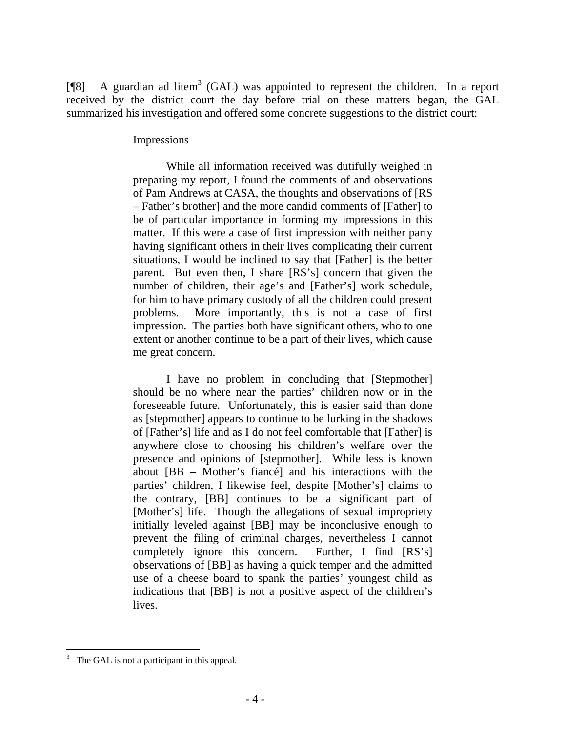[¶8] A guardian ad litem[3] (GAL) was appointed to represent the children. In a report received by the district court the day before trial on these matters began, the GAL summarized his investigation and offered some concrete suggestions to the district court:

> Impressions
>
> While all information received was dutifully weighed in preparing my report, I found the comments of and observations of Pam Andrews at CASA, the thoughts and observations of [RS – Father's brother] and the more candid comments of [Father] to be of particular importance in forming my impressions in this matter. If this were a case of first impression with neither party having significant others in their lives complicating their current situations, I would be inclined to say that [Father] is the better parent. But even then, I share [RS's] concern that given the number of children, their age's and [Father's] work schedule, for him to have primary custody of all the children could present problems. More importantly, this is not a case of first impression. The parties both have significant others, who to one extent or another continue to be a part of their lives, which cause me great concern.
>
> I have no problem in concluding that [Stepmother] should be no where near the parties' children now or in the foreseeable future. Unfortunately, this is easier said than done as [stepmother] appears to continue to be lurking in the shadows of [Father's] life and as I do not feel comfortable that [Father] is anywhere close to choosing his children's welfare over the presence and opinions of [stepmother]. While less is known about [BB – Mother's fiancé] and his interactions with the parties' children, I likewise feel, despite [Mother's] claims to the contrary, [BB] continues to be a significant part of [Mother's] life. Though the allegations of sexual impropriety initially leveled against [BB] may be inconclusive enough to prevent the filing of criminal charges, nevertheless I cannot completely ignore this concern. Further, I find [RS's] observations of [BB] as having a quick temper and the admitted use of a cheese board to spank the parties' youngest child as indications that [BB] is not a positive aspect of the children's lives.

---

[3] The GAL is not a participant in this appeal.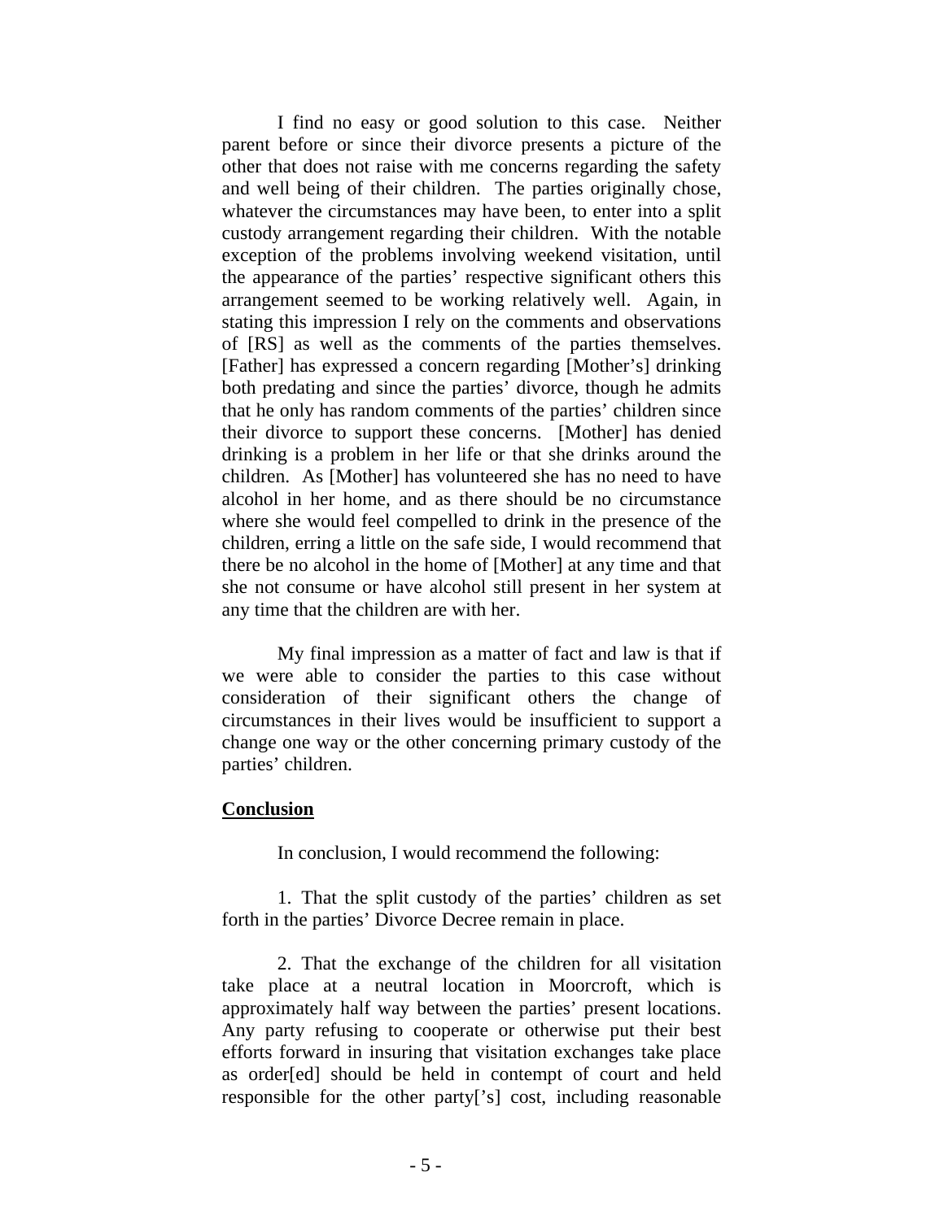I find no easy or good solution to this case. Neither parent before or since their divorce presents a picture of the other that does not raise with me concerns regarding the safety and well being of their children. The parties originally chose, whatever the circumstances may have been, to enter into a split custody arrangement regarding their children. With the notable exception of the problems involving weekend visitation, until the appearance of the parties' respective significant others this arrangement seemed to be working relatively well. Again, in stating this impression I rely on the comments and observations of [RS] as well as the comments of the parties themselves. [Father] has expressed a concern regarding [Mother's] drinking both predating and since the parties' divorce, though he admits that he only has random comments of the parties' children since their divorce to support these concerns. [Mother] has denied drinking is a problem in her life or that she drinks around the children. As [Mother] has volunteered she has no need to have alcohol in her home, and as there should be no circumstance where she would feel compelled to drink in the presence of the children, erring a little on the safe side, I would recommend that there be no alcohol in the home of [Mother] at any time and that she not consume or have alcohol still present in her system at any time that the children are with her.

My final impression as a matter of fact and law is that if we were able to consider the parties to this case without consideration of their significant others the change of circumstances in their lives would be insufficient to support a change one way or the other concerning primary custody of the parties' children.

**Conclusion**

In conclusion, I would recommend the following:

1. That the split custody of the parties' children as set forth in the parties' Divorce Decree remain in place.

2. That the exchange of the children for all visitation take place at a neutral location in Moorcroft, which is approximately half way between the parties' present locations. Any party refusing to cooperate or otherwise put their best efforts forward in insuring that visitation exchanges take place as order[ed] should be held in contempt of court and held responsible for the other party['s] cost, including reasonable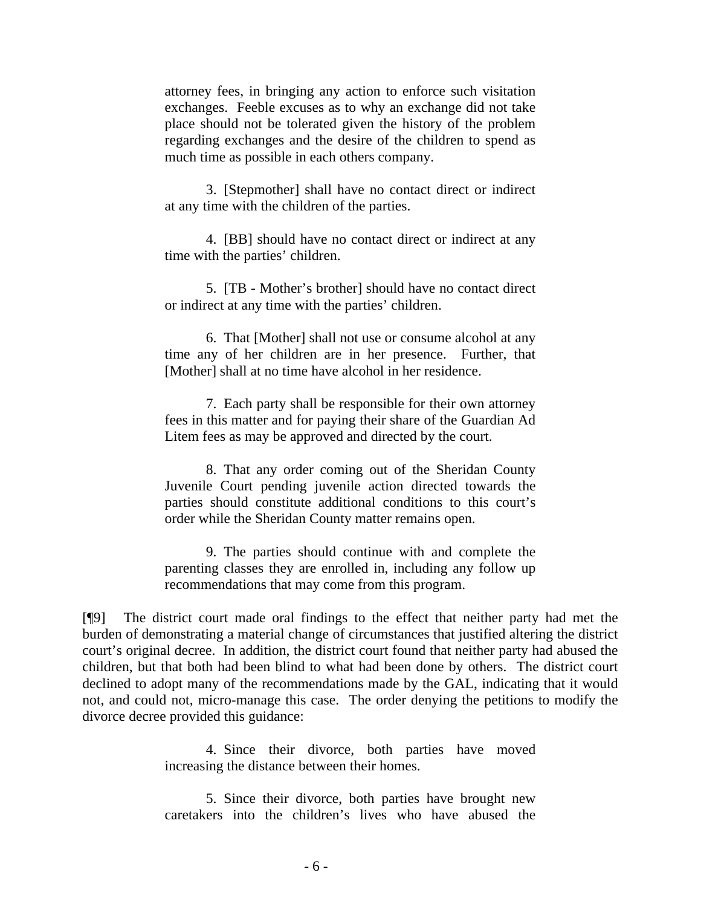> attorney fees, in bringing any action to enforce such visitation exchanges. Feeble excuses as to why an exchange did not take place should not be tolerated given the history of the problem regarding exchanges and the desire of the children to spend as much time as possible in each others company.
>
> 3. [Stepmother] shall have no contact direct or indirect at any time with the children of the parties.
>
> 4. [BB] should have no contact direct or indirect at any time with the parties' children.
>
> 5. [TB - Mother's brother] should have no contact direct or indirect at any time with the parties' children.
>
> 6. That [Mother] shall not use or consume alcohol at any time any of her children are in her presence. Further, that [Mother] shall at no time have alcohol in her residence.
>
> 7. Each party shall be responsible for their own attorney fees in this matter and for paying their share of the Guardian Ad Litem fees as may be approved and directed by the court.
>
> 8. That any order coming out of the Sheridan County Juvenile Court pending juvenile action directed towards the parties should constitute additional conditions to this court's order while the Sheridan County matter remains open.
>
> 9. The parties should continue with and complete the parenting classes they are enrolled in, including any follow up recommendations that may come from this program.

[¶9] The district court made oral findings to the effect that neither party had met the burden of demonstrating a material change of circumstances that justified altering the district court's original decree. In addition, the district court found that neither party had abused the children, but that both had been blind to what had been done by others. The district court declined to adopt many of the recommendations made by the GAL, indicating that it would not, and could not, micro-manage this case. The order denying the petitions to modify the divorce decree provided this guidance:

> 4. Since their divorce, both parties have moved increasing the distance between their homes.
>
> 5. Since their divorce, both parties have brought new caretakers into the children's lives who have abused the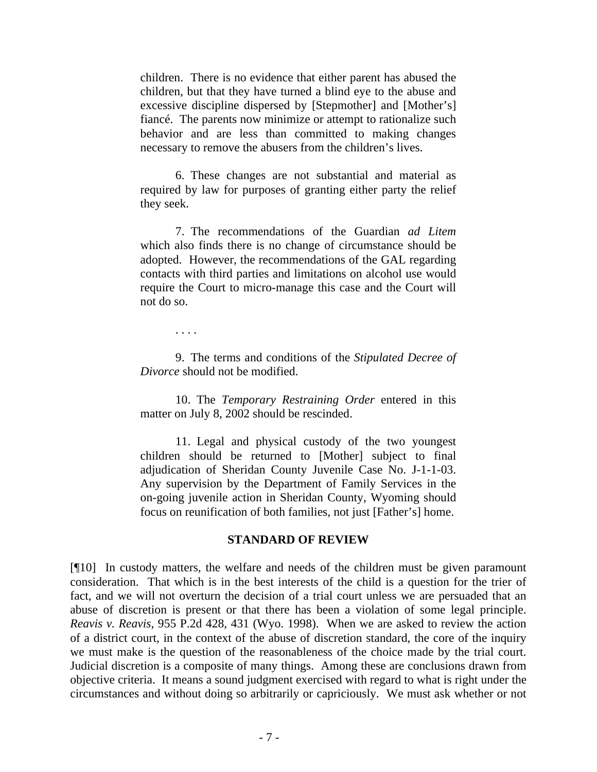children. There is no evidence that either parent has abused the children, but that they have turned a blind eye to the abuse and excessive discipline dispersed by [Stepmother] and [Mother's] fiancé. The parents now minimize or attempt to rationalize such behavior and are less than committed to making changes necessary to remove the abusers from the children's lives.

6. These changes are not substantial and material as required by law for purposes of granting either party the relief they seek.

7. The recommendations of the Guardian *ad Litem* which also finds there is no change of circumstance should be adopted. However, the recommendations of the GAL regarding contacts with third parties and limitations on alcohol use would require the Court to micro-manage this case and the Court will not do so.

. . . .

9. The terms and conditions of the *Stipulated Decree of Divorce* should not be modified.

10. The *Temporary Restraining Order* entered in this matter on July 8, 2002 should be rescinded.

11. Legal and physical custody of the two youngest children should be returned to [Mother] subject to final adjudication of Sheridan County Juvenile Case No. J-1-1-03. Any supervision by the Department of Family Services in the on-going juvenile action in Sheridan County, Wyoming should focus on reunification of both families, not just [Father's] home.

## STANDARD OF REVIEW

[¶10] In custody matters, the welfare and needs of the children must be given paramount consideration. That which is in the best interests of the child is a question for the trier of fact, and we will not overturn the decision of a trial court unless we are persuaded that an abuse of discretion is present or that there has been a violation of some legal principle. *Reavis v. Reavis*, 955 P.2d 428, 431 (Wyo. 1998). When we are asked to review the action of a district court, in the context of the abuse of discretion standard, the core of the inquiry we must make is the question of the reasonableness of the choice made by the trial court. Judicial discretion is a composite of many things. Among these are conclusions drawn from objective criteria. It means a sound judgment exercised with regard to what is right under the circumstances and without doing so arbitrarily or capriciously. We must ask whether or not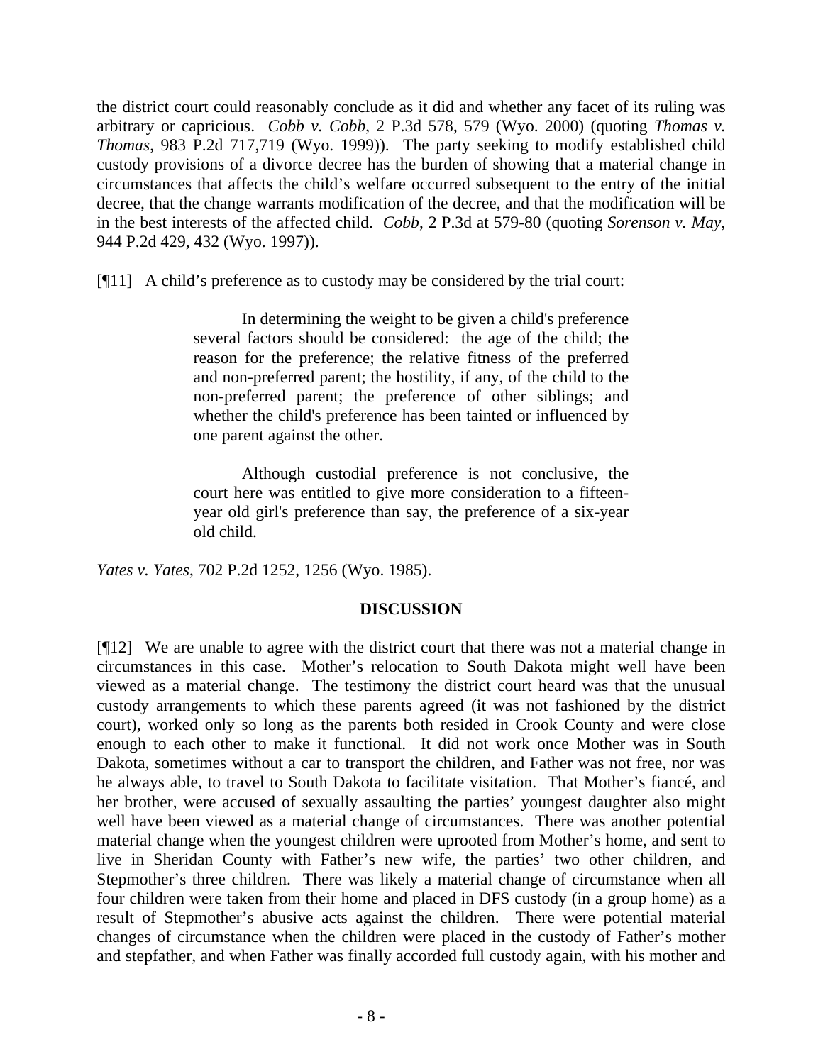the district court could reasonably conclude as it did and whether any facet of its ruling was arbitrary or capricious. *Cobb v. Cobb*, 2 P.3d 578, 579 (Wyo. 2000) (quoting *Thomas v. Thomas*, 983 P.2d 717,719 (Wyo. 1999)). The party seeking to modify established child custody provisions of a divorce decree has the burden of showing that a material change in circumstances that affects the child's welfare occurred subsequent to the entry of the initial decree, that the change warrants modification of the decree, and that the modification will be in the best interests of the affected child. *Cobb*, 2 P.3d at 579-80 (quoting *Sorenson v. May*, 944 P.2d 429, 432 (Wyo. 1997)).

[¶11] A child's preference as to custody may be considered by the trial court:

> In determining the weight to be given a child's preference several factors should be considered: the age of the child; the reason for the preference; the relative fitness of the preferred and non-preferred parent; the hostility, if any, of the child to the non-preferred parent; the preference of other siblings; and whether the child's preference has been tainted or influenced by one parent against the other.
>
> Although custodial preference is not conclusive, the court here was entitled to give more consideration to a fifteen-year old girl's preference than say, the preference of a six-year old child.

*Yates v. Yates*, 702 P.2d 1252, 1256 (Wyo. 1985).

## DISCUSSION

[¶12] We are unable to agree with the district court that there was not a material change in circumstances in this case. Mother's relocation to South Dakota might well have been viewed as a material change. The testimony the district court heard was that the unusual custody arrangements to which these parents agreed (it was not fashioned by the district court), worked only so long as the parents both resided in Crook County and were close enough to each other to make it functional. It did not work once Mother was in South Dakota, sometimes without a car to transport the children, and Father was not free, nor was he always able, to travel to South Dakota to facilitate visitation. That Mother's fiancé, and her brother, were accused of sexually assaulting the parties' youngest daughter also might well have been viewed as a material change of circumstances. There was another potential material change when the youngest children were uprooted from Mother's home, and sent to live in Sheridan County with Father's new wife, the parties' two other children, and Stepmother's three children. There was likely a material change of circumstance when all four children were taken from their home and placed in DFS custody (in a group home) as a result of Stepmother's abusive acts against the children. There were potential material changes of circumstance when the children were placed in the custody of Father's mother and stepfather, and when Father was finally accorded full custody again, with his mother and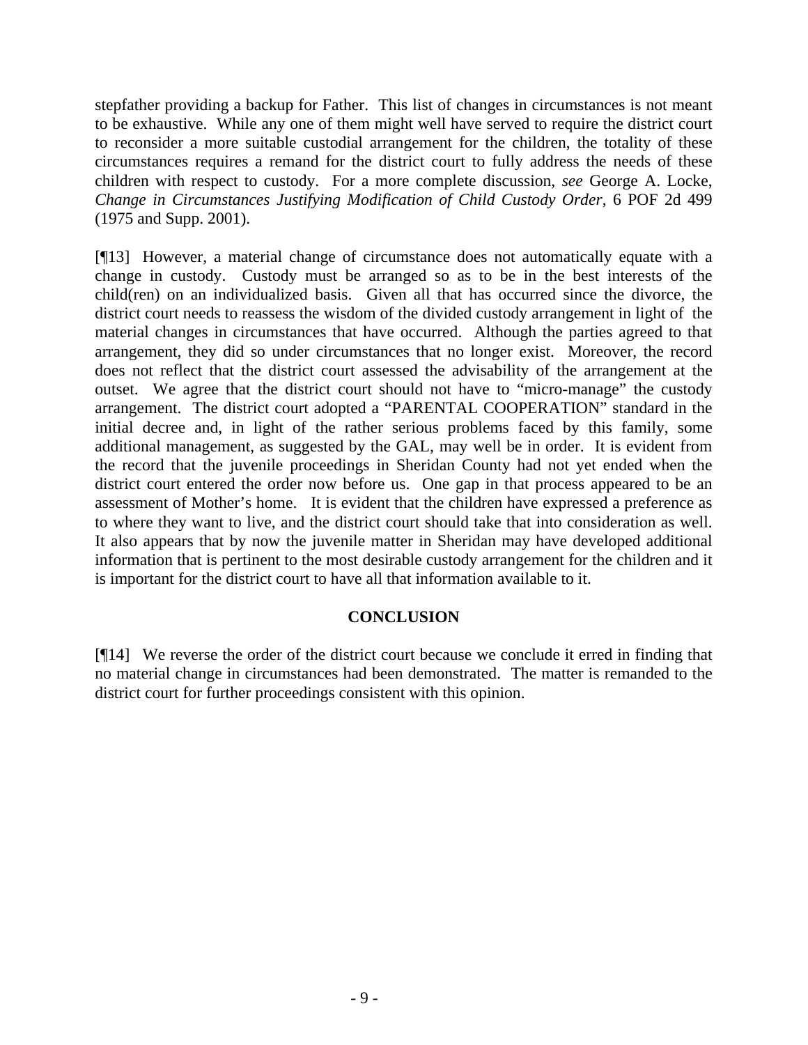stepfather providing a backup for Father. This list of changes in circumstances is not meant to be exhaustive. While any one of them might well have served to require the district court to reconsider a more suitable custodial arrangement for the children, the totality of these circumstances requires a remand for the district court to fully address the needs of these children with respect to custody. For a more complete discussion, *see* George A. Locke, *Change in Circumstances Justifying Modification of Child Custody Order*, 6 POF 2d 499 (1975 and Supp. 2001).

[¶13] However, a material change of circumstance does not automatically equate with a change in custody. Custody must be arranged so as to be in the best interests of the child(ren) on an individualized basis. Given all that has occurred since the divorce, the district court needs to reassess the wisdom of the divided custody arrangement in light of the material changes in circumstances that have occurred. Although the parties agreed to that arrangement, they did so under circumstances that no longer exist. Moreover, the record does not reflect that the district court assessed the advisability of the arrangement at the outset. We agree that the district court should not have to "micro-manage" the custody arrangement. The district court adopted a "PARENTAL COOPERATION" standard in the initial decree and, in light of the rather serious problems faced by this family, some additional management, as suggested by the GAL, may well be in order. It is evident from the record that the juvenile proceedings in Sheridan County had not yet ended when the district court entered the order now before us. One gap in that process appeared to be an assessment of Mother's home. It is evident that the children have expressed a preference as to where they want to live, and the district court should take that into consideration as well. It also appears that by now the juvenile matter in Sheridan may have developed additional information that is pertinent to the most desirable custody arrangement for the children and it is important for the district court to have all that information available to it.

## CONCLUSION

[¶14] We reverse the order of the district court because we conclude it erred in finding that no material change in circumstances had been demonstrated. The matter is remanded to the district court for further proceedings consistent with this opinion.